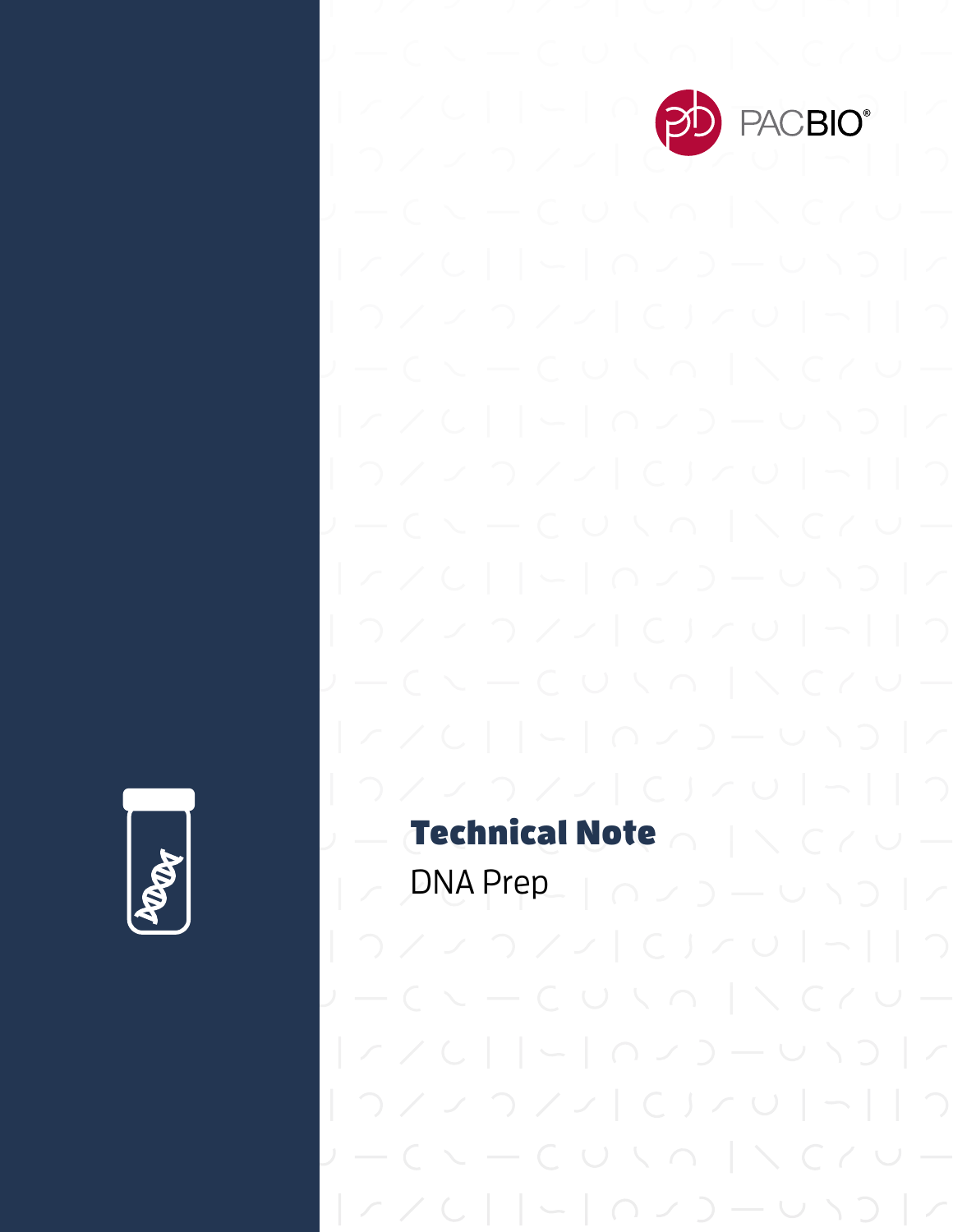PACBIO®

# Technical Note

DNA Prep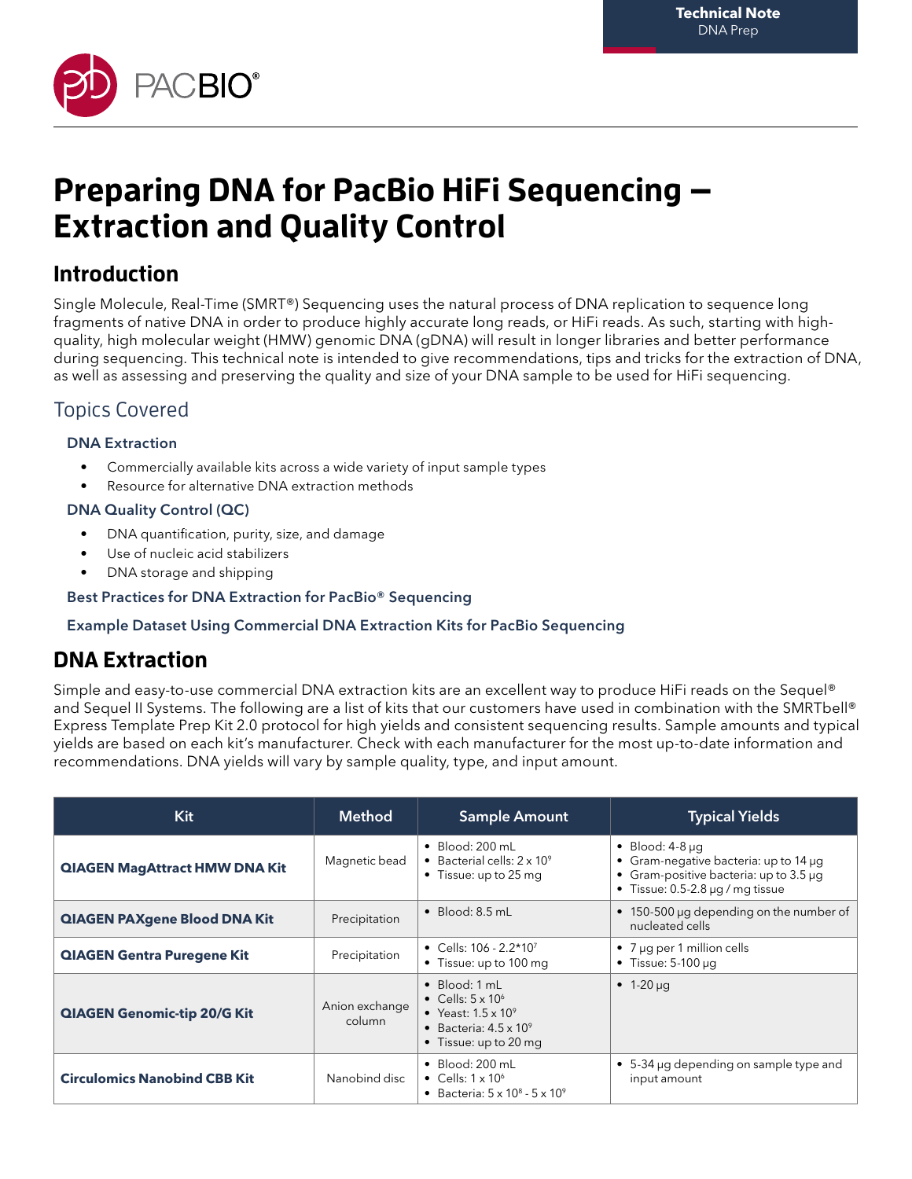# Preparing DNA for PacBio HiFi Sequencing — Extraction and Quality Control

## Introduction

Single Molecule, Real-Time (SMRT®) Sequencing uses the natural process of DNA replication to sequence long fragments of native DNA in order to produce highly accurate long reads, or HiFi reads. As such, starting with high-quality, high molecular weight (HMW) genomic DNA (gDNA) will result in longer libraries and better performance during sequencing. This technical note is intended to give recommendations, tips and tricks for the extraction of DNA, as well as assessing and preserving the quality and size of your DNA sample to be used for HiFi sequencing.

### Topics Covered

**DNA Extraction**

- Commercially available kits across a wide variety of input sample types
- Resource for alternative DNA extraction methods

**DNA Quality Control (QC)**

- DNA quantification, purity, size, and damage
- Use of nucleic acid stabilizers
- DNA storage and shipping

**Best Practices for DNA Extraction for PacBio® Sequencing**

**Example Dataset Using Commercial DNA Extraction Kits for PacBio Sequencing**

## DNA Extraction

Simple and easy-to-use commercial DNA extraction kits are an excellent way to produce HiFi reads on the Sequel® and Sequel II Systems. The following are a list of kits that our customers have used in combination with the SMRTbell® Express Template Prep Kit 2.0 protocol for high yields and consistent sequencing results. Sample amounts and typical yields are based on each kit's manufacturer. Check with each manufacturer for the most up-to-date information and recommendations. DNA yields will vary by sample quality, type, and input amount.

| Kit | Method | Sample Amount | Typical Yields |
|---|---|---|---|
| **QIAGEN MagAttract HMW DNA Kit** | Magnetic bead | • Blood: 200 mL<br>• Bacterial cells: 2 x $10^9$<br>• Tissue: up to 25 mg | • Blood: 4-8 µg<br>• Gram-negative bacteria: up to 14 µg<br>• Gram-positive bacteria: up to 3.5 µg<br>• Tissue: 0.5-2.8 µg / mg tissue |
| **QIAGEN PAXgene Blood DNA Kit** | Precipitation | • Blood: 8.5 mL | • 150-500 µg depending on the number of nucleated cells |
| **QIAGEN Gentra Puregene Kit** | Precipitation | • Cells: 106 - 2.2*$10^7$<br>• Tissue: up to 100 mg | • 7 µg per 1 million cells<br>• Tissue: 5-100 µg |
| **QIAGEN Genomic-tip 20/G Kit** | Anion exchange column | • Blood: 1 mL<br>• Cells: 5 x $10^6$<br>• Yeast: 1.5 x $10^9$<br>• Bacteria: 4.5 x $10^9$<br>• Tissue: up to 20 mg | • 1-20 µg |
| **Circulomics Nanobind CBB Kit** | Nanobind disc | • Blood: 200 mL<br>• Cells: 1 x $10^6$<br>• Bacteria: 5 x $10^8$ - 5 x $10^9$ | • 5-34 µg depending on sample type and input amount |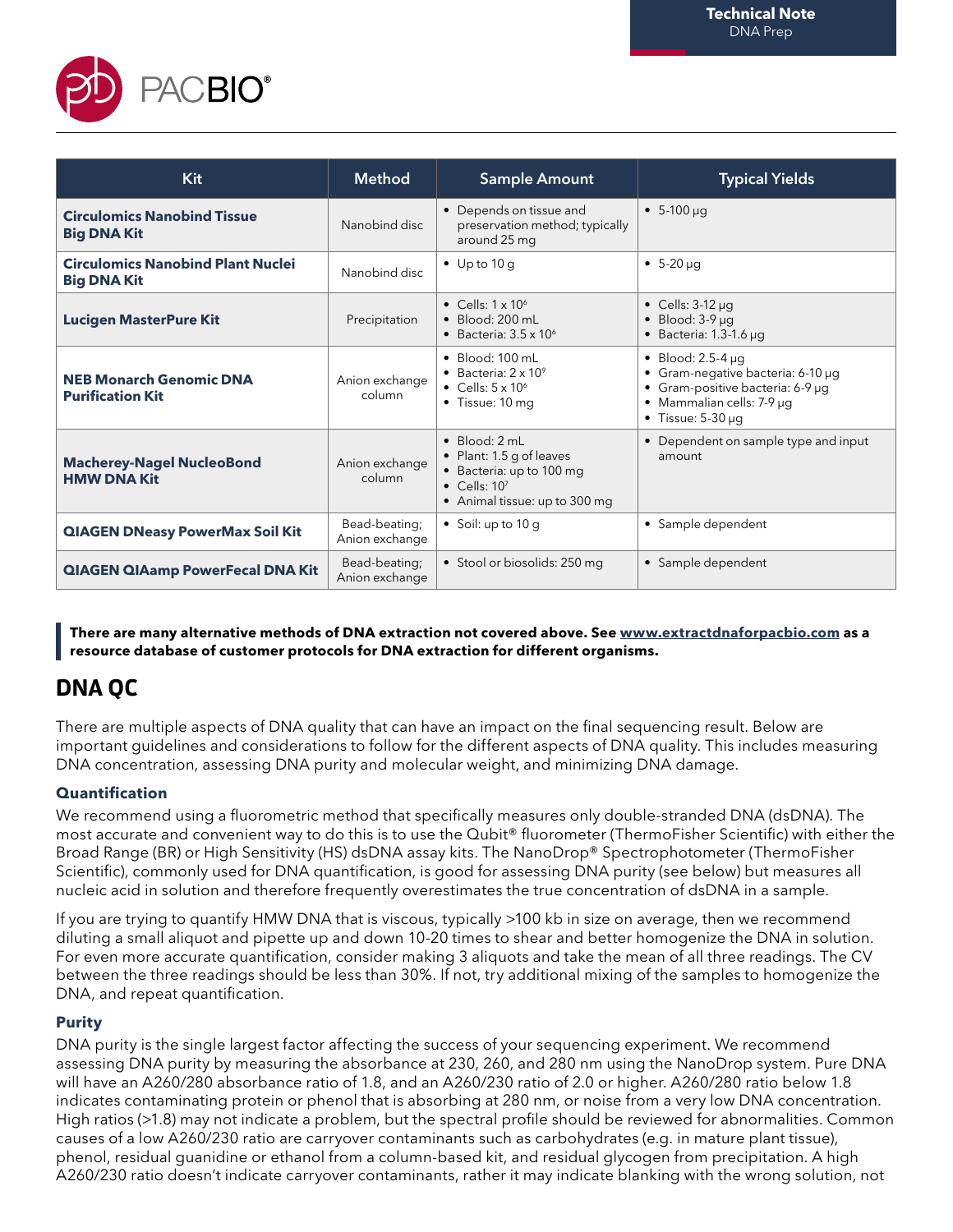| Kit | Method | Sample Amount | Typical Yields |
|---|---|---|---|
| **Circulomics Nanobind Tissue Big DNA Kit** | Nanobind disc | • Depends on tissue and preservation method; typically around 25 mg | • 5-100 µg |
| **Circulomics Nanobind Plant Nuclei Big DNA Kit** | Nanobind disc | • Up to 10 g | • 5-20 µg |
| **Lucigen MasterPure Kit** | Precipitation | • Cells: $1 \times 10^6$<br>• Blood: 200 mL<br>• Bacteria: $3.5 \times 10^6$ | • Cells: 3-12 µg<br>• Blood: 3-9 µg<br>• Bacteria: 1.3-1.6 µg |
| **NEB Monarch Genomic DNA Purification Kit** | Anion exchange column | • Blood: 100 mL<br>• Bacteria: $2 \times 10^9$<br>• Cells: $5 \times 10^6$<br>• Tissue: 10 mg | • Blood: 2.5-4 µg<br>• Gram-negative bacteria: 6-10 µg<br>• Gram-positive bacteria: 6-9 µg<br>• Mammalian cells: 7-9 µg<br>• Tissue: 5-30 µg |
| **Macherey-Nagel NucleoBond HMW DNA Kit** | Anion exchange column | • Blood: 2 mL<br>• Plant: 1.5 g of leaves<br>• Bacteria: up to 100 mg<br>• Cells: $10^7$<br>• Animal tissue: up to 300 mg | • Dependent on sample type and input amount |
| **QIAGEN DNeasy PowerMax Soil Kit** | Bead-beating; Anion exchange | • Soil: up to 10 g | • Sample dependent |
| **QIAGEN QIAamp PowerFecal DNA Kit** | Bead-beating; Anion exchange | • Stool or biosolids: 250 mg | • Sample dependent |

**There are many alternative methods of DNA extraction not covered above. See www.extractdnaforpacbio.com as a resource database of customer protocols for DNA extraction for different organisms.**

## DNA QC

There are multiple aspects of DNA quality that can have an impact on the final sequencing result. Below are important guidelines and considerations to follow for the different aspects of DNA quality. This includes measuring DNA concentration, assessing DNA purity and molecular weight, and minimizing DNA damage.

### Quantification

We recommend using a fluorometric method that specifically measures only double-stranded DNA (dsDNA). The most accurate and convenient way to do this is to use the Qubit® fluorometer (ThermoFisher Scientific) with either the Broad Range (BR) or High Sensitivity (HS) dsDNA assay kits. The NanoDrop® Spectrophotometer (ThermoFisher Scientific), commonly used for DNA quantification, is good for assessing DNA purity (see below) but measures all nucleic acid in solution and therefore frequently overestimates the true concentration of dsDNA in a sample.

If you are trying to quantify HMW DNA that is viscous, typically >100 kb in size on average, then we recommend diluting a small aliquot and pipette up and down 10-20 times to shear and better homogenize the DNA in solution. For even more accurate quantification, consider making 3 aliquots and take the mean of all three readings. The CV between the three readings should be less than 30%. If not, try additional mixing of the samples to homogenize the DNA, and repeat quantification.

### Purity

DNA purity is the single largest factor affecting the success of your sequencing experiment. We recommend assessing DNA purity by measuring the absorbance at 230, 260, and 280 nm using the NanoDrop system. Pure DNA will have an A260/280 absorbance ratio of 1.8, and an A260/230 ratio of 2.0 or higher. A260/280 ratio below 1.8 indicates contaminating protein or phenol that is absorbing at 280 nm, or noise from a very low DNA concentration. High ratios (>1.8) may not indicate a problem, but the spectral profile should be reviewed for abnormalities. Common causes of a low A260/230 ratio are carryover contaminants such as carbohydrates (e.g. in mature plant tissue), phenol, residual guanidine or ethanol from a column-based kit, and residual glycogen from precipitation. A high A260/230 ratio doesn't indicate carryover contaminants, rather it may indicate blanking with the wrong solution, not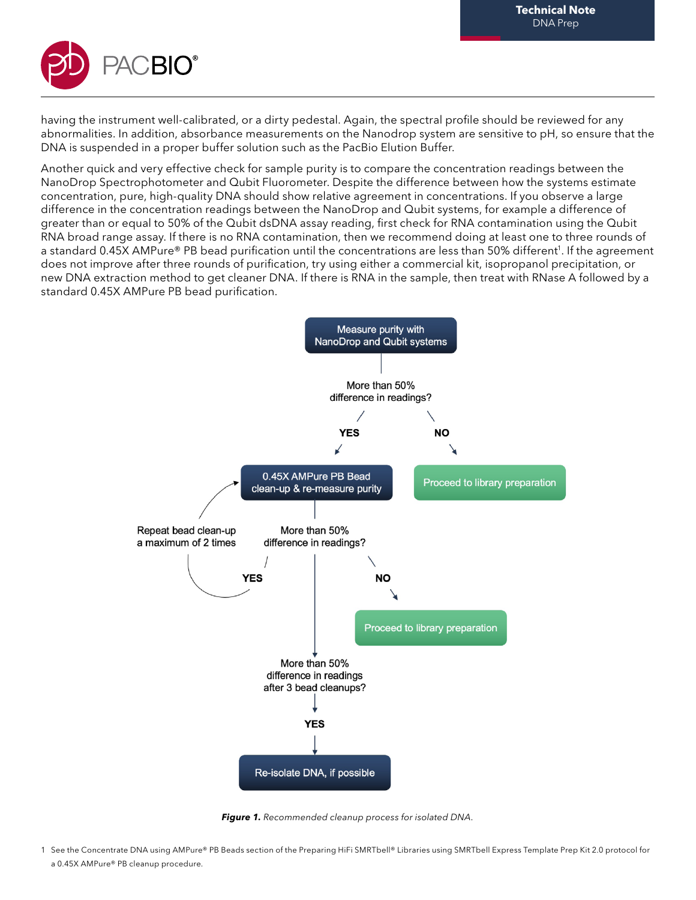having the instrument well-calibrated, or a dirty pedestal. Again, the spectral profile should be reviewed for any abnormalities. In addition, absorbance measurements on the Nanodrop system are sensitive to pH, so ensure that the DNA is suspended in a proper buffer solution such as the PacBio Elution Buffer.

Another quick and very effective check for sample purity is to compare the concentration readings between the NanoDrop Spectrophotometer and Qubit Fluorometer. Despite the difference between how the systems estimate concentration, pure, high-quality DNA should show relative agreement in concentrations. If you observe a large difference in the concentration readings between the NanoDrop and Qubit systems, for example a difference of greater than or equal to 50% of the Qubit dsDNA assay reading, first check for RNA contamination using the Qubit RNA broad range assay. If there is no RNA contamination, then we recommend doing at least one to three rounds of a standard 0.45X AMPure® PB bead purification until the concentrations are less than 50% different[1]. If the agreement does not improve after three rounds of purification, try using either a commercial kit, isopropanol precipitation, or new DNA extraction method to get cleaner DNA. If there is RNA in the sample, then treat with RNase A followed by a standard 0.45X AMPure PB bead purification.

Measure purity with NanoDrop and Qubit systems

More than 50% difference in readings?

YES → 0.45X AMPure PB Bead clean-up & re-measure purity

NO → Proceed to library preparation

More than 50% difference in readings?

YES → Repeat bead clean-up a maximum of 2 times

NO → Proceed to library preparation

More than 50% difference in readings after 3 bead cleanups?

YES → Re-isolate DNA, if possible

***Figure 1.*** *Recommended cleanup process for isolated DNA.*

1 See the Concentrate DNA using AMPure® PB Beads section of the Preparing HiFi SMRTbell® Libraries using SMRTbell Express Template Prep Kit 2.0 protocol for a 0.45X AMPure® PB cleanup procedure.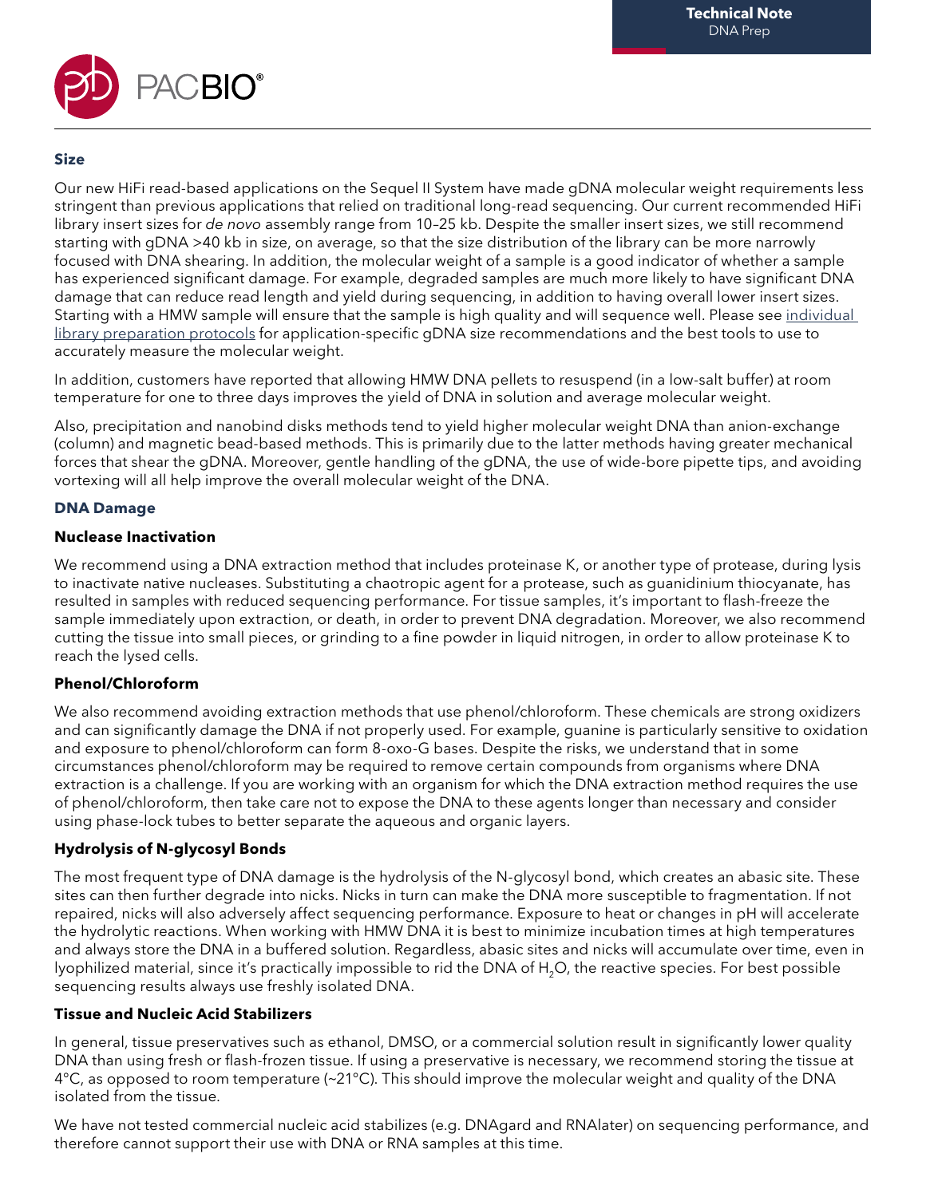## Size

Our new HiFi read-based applications on the Sequel II System have made gDNA molecular weight requirements less stringent than previous applications that relied on traditional long-read sequencing. Our current recommended HiFi library insert sizes for *de novo* assembly range from 10–25 kb. Despite the smaller insert sizes, we still recommend starting with gDNA >40 kb in size, on average, so that the size distribution of the library can be more narrowly focused with DNA shearing. In addition, the molecular weight of a sample is a good indicator of whether a sample has experienced significant damage. For example, degraded samples are much more likely to have significant DNA damage that can reduce read length and yield during sequencing, in addition to having overall lower insert sizes. Starting with a HMW sample will ensure that the sample is high quality and will sequence well. Please see individual library preparation protocols for application-specific gDNA size recommendations and the best tools to use to accurately measure the molecular weight.

In addition, customers have reported that allowing HMW DNA pellets to resuspend (in a low-salt buffer) at room temperature for one to three days improves the yield of DNA in solution and average molecular weight.

Also, precipitation and nanobind disks methods tend to yield higher molecular weight DNA than anion-exchange (column) and magnetic bead-based methods. This is primarily due to the latter methods having greater mechanical forces that shear the gDNA. Moreover, gentle handling of the gDNA, the use of wide-bore pipette tips, and avoiding vortexing will all help improve the overall molecular weight of the DNA.

## DNA Damage

### Nuclease Inactivation

We recommend using a DNA extraction method that includes proteinase K, or another type of protease, during lysis to inactivate native nucleases. Substituting a chaotropic agent for a protease, such as guanidinium thiocyanate, has resulted in samples with reduced sequencing performance. For tissue samples, it's important to flash-freeze the sample immediately upon extraction, or death, in order to prevent DNA degradation. Moreover, we also recommend cutting the tissue into small pieces, or grinding to a fine powder in liquid nitrogen, in order to allow proteinase K to reach the lysed cells.

### Phenol/Chloroform

We also recommend avoiding extraction methods that use phenol/chloroform. These chemicals are strong oxidizers and can significantly damage the DNA if not properly used. For example, guanine is particularly sensitive to oxidation and exposure to phenol/chloroform can form 8-oxo-G bases. Despite the risks, we understand that in some circumstances phenol/chloroform may be required to remove certain compounds from organisms where DNA extraction is a challenge. If you are working with an organism for which the DNA extraction method requires the use of phenol/chloroform, then take care not to expose the DNA to these agents longer than necessary and consider using phase-lock tubes to better separate the aqueous and organic layers.

### Hydrolysis of N-glycosyl Bonds

The most frequent type of DNA damage is the hydrolysis of the N-glycosyl bond, which creates an abasic site. These sites can then further degrade into nicks. Nicks in turn can make the DNA more susceptible to fragmentation. If not repaired, nicks will also adversely affect sequencing performance. Exposure to heat or changes in pH will accelerate the hydrolytic reactions. When working with HMW DNA it is best to minimize incubation times at high temperatures and always store the DNA in a buffered solution. Regardless, abasic sites and nicks will accumulate over time, even in lyophilized material, since it's practically impossible to rid the DNA of $H_2O$, the reactive species. For best possible sequencing results always use freshly isolated DNA.

### Tissue and Nucleic Acid Stabilizers

In general, tissue preservatives such as ethanol, DMSO, or a commercial solution result in significantly lower quality DNA than using fresh or flash-frozen tissue. If using a preservative is necessary, we recommend storing the tissue at 4°C, as opposed to room temperature (~21°C). This should improve the molecular weight and quality of the DNA isolated from the tissue.

We have not tested commercial nucleic acid stabilizes (e.g. DNAgard and RNAlater) on sequencing performance, and therefore cannot support their use with DNA or RNA samples at this time.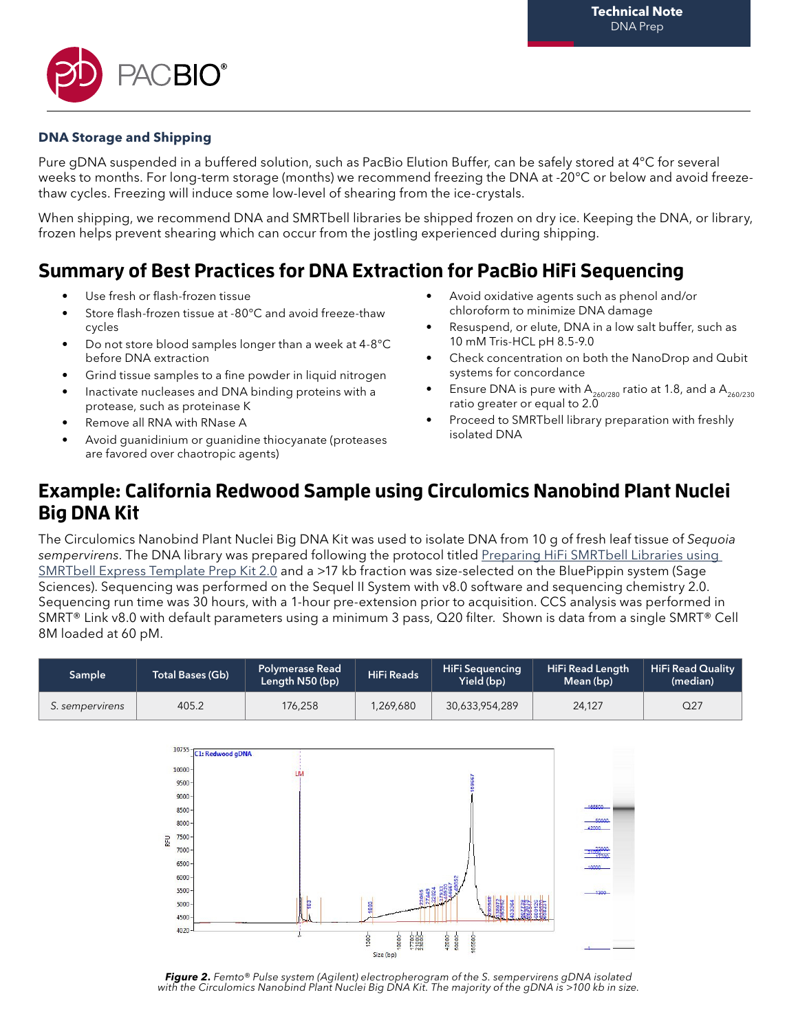### DNA Storage and Shipping

Pure gDNA suspended in a buffered solution, such as PacBio Elution Buffer, can be safely stored at 4°C for several weeks to months. For long-term storage (months) we recommend freezing the DNA at -20°C or below and avoid freeze-thaw cycles. Freezing will induce some low-level of shearing from the ice-crystals.

When shipping, we recommend DNA and SMRTbell libraries be shipped frozen on dry ice. Keeping the DNA, or library, frozen helps prevent shearing which can occur from the jostling experienced during shipping.

## Summary of Best Practices for DNA Extraction for PacBio HiFi Sequencing

- Use fresh or flash-frozen tissue
- Store flash-frozen tissue at -80°C and avoid freeze-thaw cycles
- Do not store blood samples longer than a week at 4-8°C before DNA extraction
- Grind tissue samples to a fine powder in liquid nitrogen
- Inactivate nucleases and DNA binding proteins with a protease, such as proteinase K
- Remove all RNA with RNase A
- Avoid guanidinium or guanidine thiocyanate (proteases are favored over chaotropic agents)
- Avoid oxidative agents such as phenol and/or chloroform to minimize DNA damage
- Resuspend, or elute, DNA in a low salt buffer, such as 10 mM Tris-HCL pH 8.5-9.0
- Check concentration on both the NanoDrop and Qubit systems for concordance
- Ensure DNA is pure with $A_{260/280}$ ratio at 1.8, and a $A_{260/230}$ ratio greater or equal to 2.0
- Proceed to SMRTbell library preparation with freshly isolated DNA

## Example: California Redwood Sample using Circulomics Nanobind Plant Nuclei Big DNA Kit

The Circulomics Nanobind Plant Nuclei Big DNA Kit was used to isolate DNA from 10 g of fresh leaf tissue of *Sequoia sempervirens*. The DNA library was prepared following the protocol titled Preparing HiFi SMRTbell Libraries using SMRTbell Express Template Prep Kit 2.0 and a >17 kb fraction was size-selected on the BluePippin system (Sage Sciences). Sequencing was performed on the Sequel II System with v8.0 software and sequencing chemistry 2.0. Sequencing run time was 30 hours, with a 1-hour pre-extension prior to acquisition. CCS analysis was performed in SMRT® Link v8.0 with default parameters using a minimum 3 pass, Q20 filter. Shown is data from a single SMRT® Cell 8M loaded at 60 pM.

| Sample | Total Bases (Gb) | Polymerase Read Length N50 (bp) | HiFi Reads | HiFi Sequencing Yield (bp) | HiFi Read Length Mean (bp) | HiFi Read Quality (median) |
|---|---|---|---|---|---|---|
| *S. sempervirens* | 405.2 | 176,258 | 1,269,680 | 30,633,954,289 | 24,127 | Q27 |

***Figure 2.*** *Femto® Pulse system (Agilent) electropherogram of the S. sempervirens gDNA isolated with the Circulomics Nanobind Plant Nuclei Big DNA Kit. The majority of the gDNA is >100 kb in size.*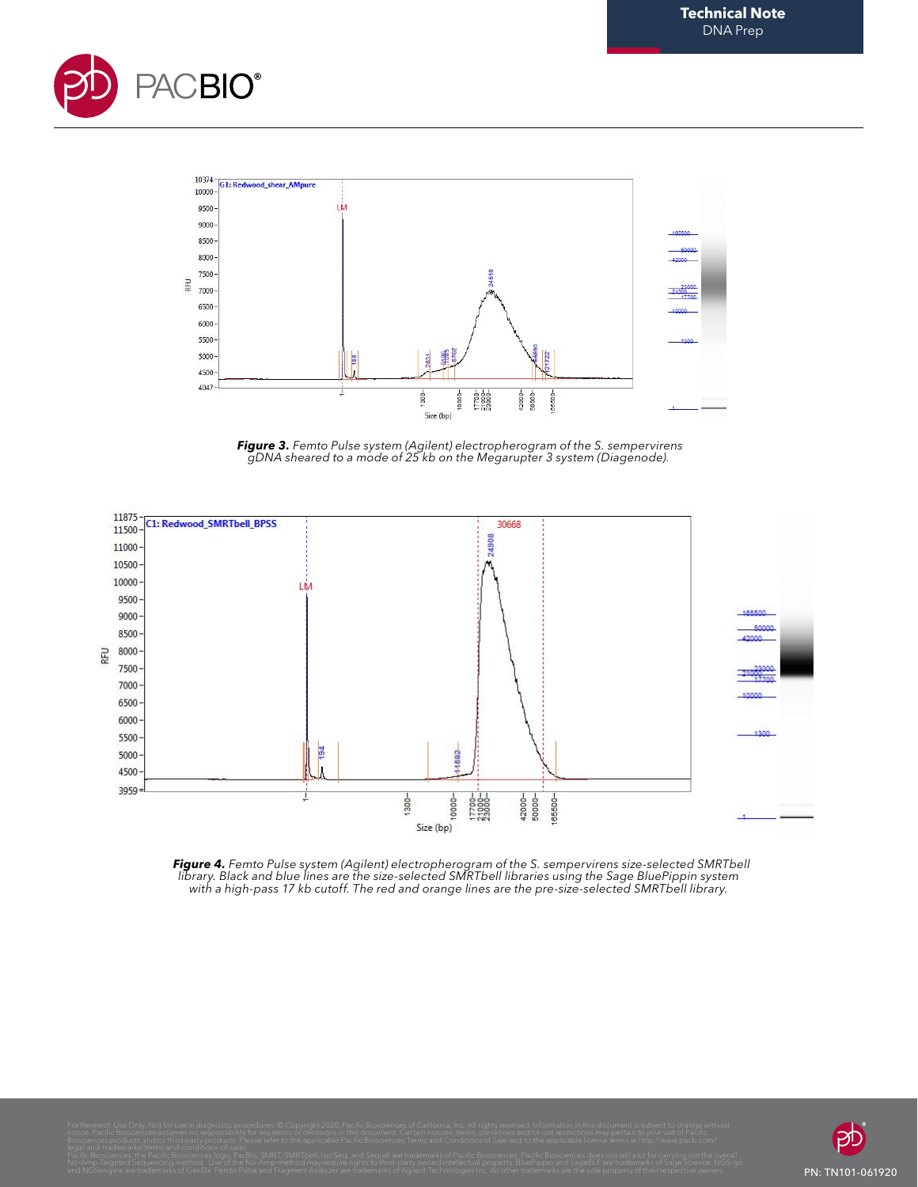G1: Redwood_shear_AMpure

RFU

LM

24610

Size (bp)

*Figure 3.* Femto Pulse system (Agilent) electropherogram of the S. sempervirens gDNA sheared to a mode of 25 kb on the Megarupter 3 system (Diagenode).

C1: Redwood_SMRTbell_BPSS

RFU

LM

30668

24908

Size (bp)

*Figure 4.* Femto Pulse system (Agilent) electropherogram of the S. sempervirens size-selected SMRTbell library. Black and blue lines are the size-selected SMRTbell libraries using the Sage BluePippin system with a high-pass 17 kb cutoff. The red and orange lines are the pre-size-selected SMRTbell library.

For Research Use Only. Not for use in diagnostic procedures. © Copyright 2020, Pacific Biosciences of California, Inc. All rights reserved. Information in this document is subject to change without notice. Pacific Biosciences assumes no responsibility for any errors or omissions in this document. Certain notices, terms, conditions and/or use restrictions may pertain to your use of Pacific Biosciences products and/or third party products. Please refer to the applicable Pacific Biosciences Terms and Conditions of Sale and to the applicable license terms at http://www.pacb.com/legal-and-trademarks/terms-and-conditions-of-sale/.
Pacific Biosciences, the Pacific Biosciences logo, PacBio, SMRT, SMRTbell, Iso-Seq, and Sequel are trademarks of Pacific Biosciences. Pacific Biosciences does not sell a kit for carrying out the overall No-Amp Targeted Sequencing method. Use of the No-Amp method may require rights to third-party owned intellectual property. BluePippin and SageELF are trademarks of Sage Science. NGS-go and NGSengine are trademarks of GenDx. Femto Pulse and Fragment Analyzer are trademarks of Agilent Technologies Inc. All other trademarks are the sole property of their respective owners.

PN: TN101-061920